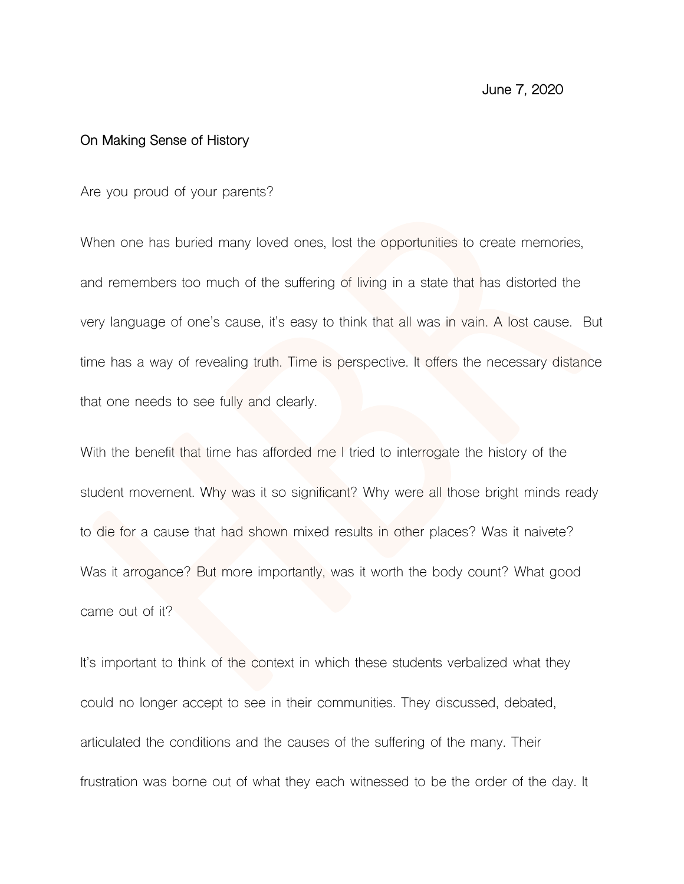June 7, 2020

## On Making Sense of History

Are you proud of your parents?

When one has buried many loved ones, lost the opportunities to create memories, and remembers too much of the suffering of living in a state that has distorted the very language of one's cause, it's easy to think that all was in vain. A lost cause. But time has a way of revealing truth. Time is perspective. It offers the necessary distance that one needs to see fully and clearly.

With the benefit that time has afforded me I tried to interrogate the history of the student movement. Why was it so significant? Why were all those bright minds ready to die for a cause that had shown mixed results in other places? Was it naivete? Was it arrogance? But more importantly, was it worth the body count? What good came out of it?

It's important to think of the context in which these students verbalized what they could no longer accept to see in their communities. They discussed, debated, articulated the conditions and the causes of the suffering of the many. Their frustration was borne out of what they each witnessed to be the order of the day. It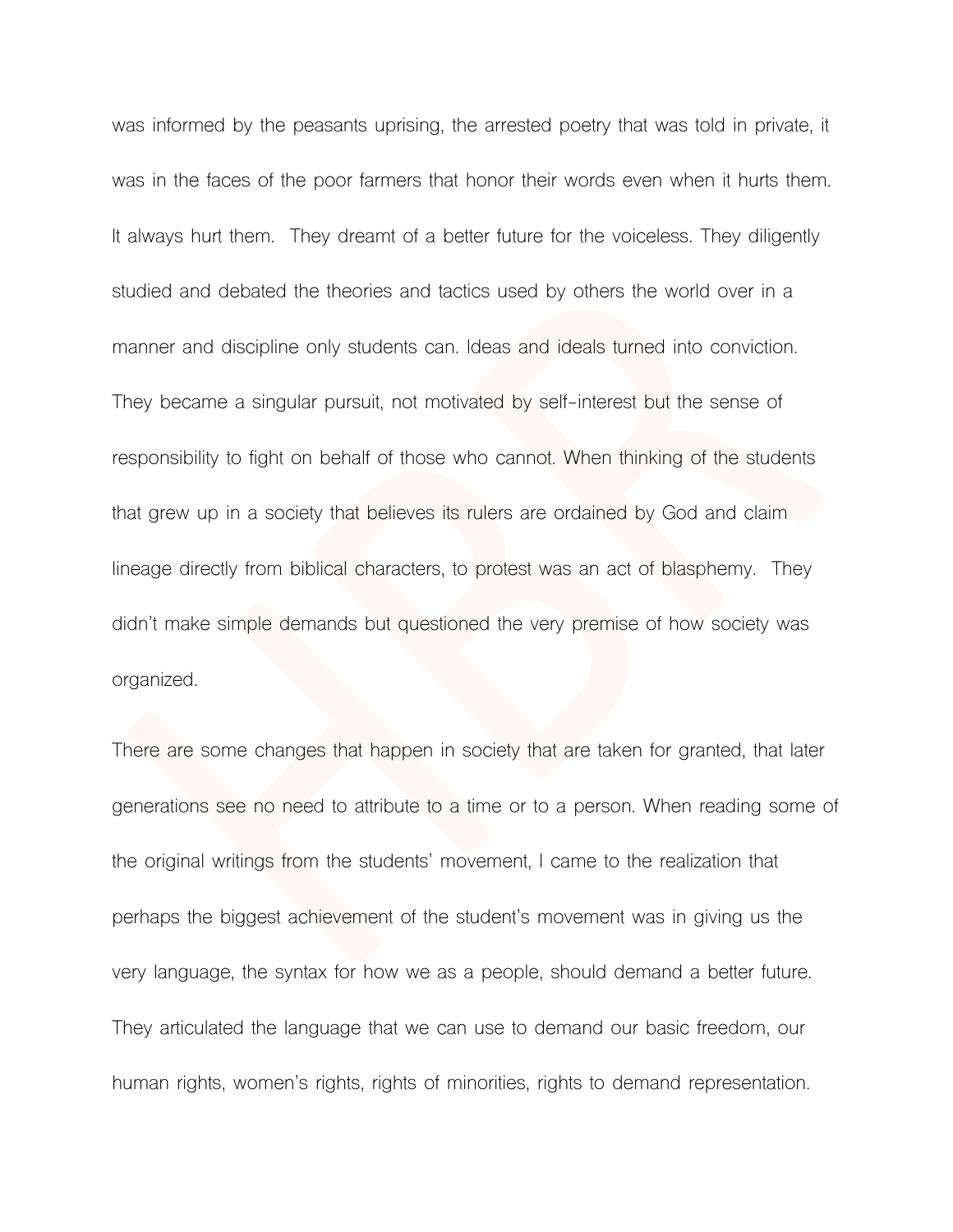was informed by the peasants uprising, the arrested poetry that was told in private, it was in the faces of the poor farmers that honor their words even when it hurts them. It always hurt them. They dreamt of a better future for the voiceless. They diligently studied and debated the theories and tactics used by others the world over in a manner and discipline only students can. Ideas and ideals turned into conviction. They became a singular pursuit, not motivated by self-interest but the sense of responsibility to fight on behalf of those who cannot. When thinking of the students that grew up in a society that believes its rulers are ordained by God and claim lineage directly from biblical characters, to protest was an act of blasphemy. They didn't make simple demands but questioned the very premise of how society was organized.

There are some changes that happen in society that are taken for granted, that later generations see no need to attribute to a time or to a person. When reading some of the original writings from the students' movement, I came to the realization that perhaps the biggest achievement of the student's movement was in giving us the very language, the syntax for how we as a people, should demand a better future. They articulated the language that we can use to demand our basic freedom, our human rights, women's rights, rights of minorities, rights to demand representation.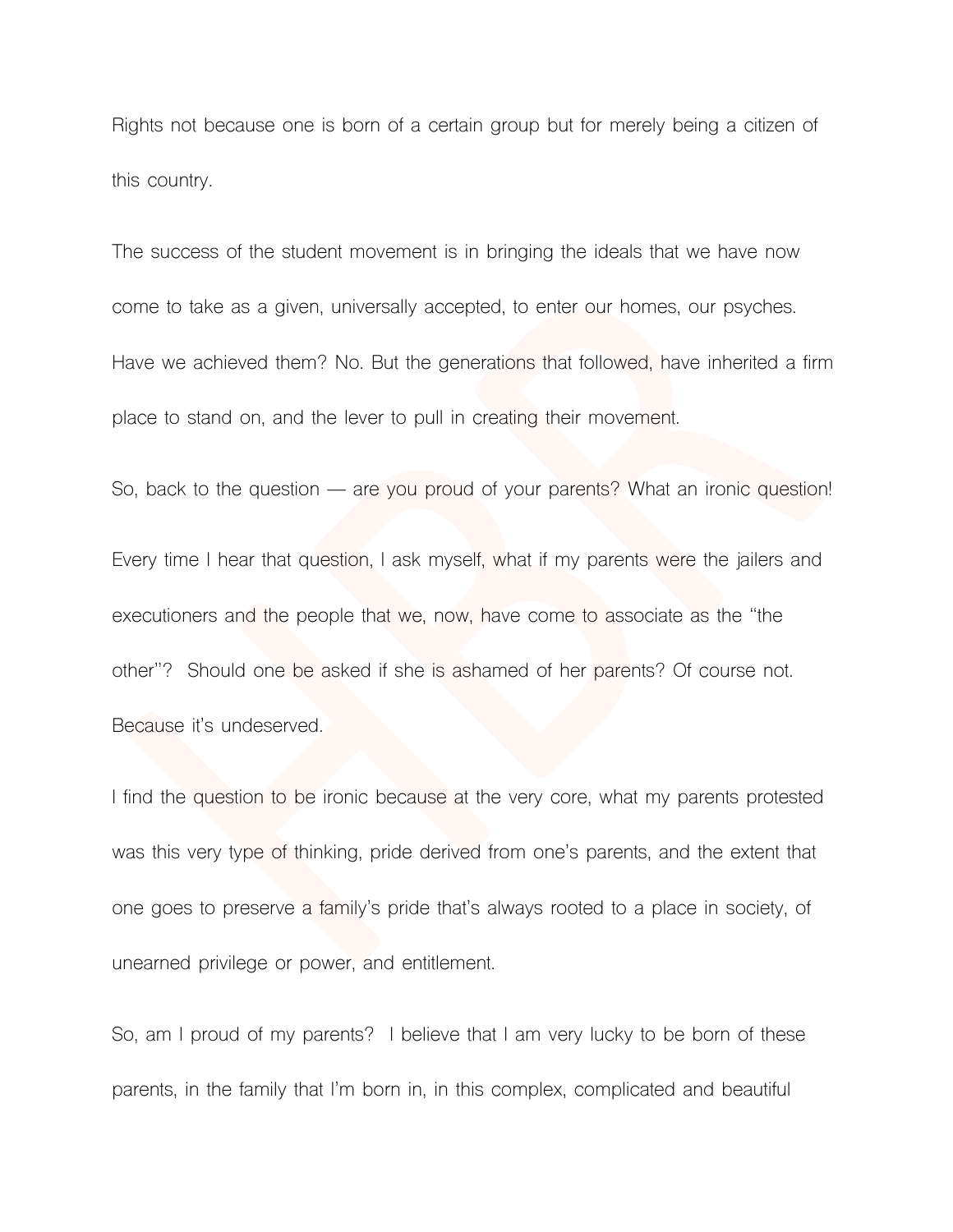Rights not because one is born of a certain group but for merely being a citizen of this country.

The success of the student movement is in bringing the ideals that we have now come to take as a given, universally accepted, to enter our homes, our psyches. Have we achieved them? No. But the generations that followed, have inherited a firm place to stand on, and the lever to pull in creating their movement.

So, back to the question — are you proud of your parents? What an ironic question!

Every time I hear that question, I ask myself, what if my parents were the jailers and executioners and the people that we, now, have come to associate as the "the other"? Should one be asked if she is ashamed of her parents? Of course not. Because it's undeserved.

I find the question to be ironic because at the very core, what my parents protested was this very type of thinking, pride derived from one's parents, and the extent that one goes to preserve a family's pride that's always rooted to a place in society, of unearned privilege or power, and entitlement.

So, am I proud of my parents? I believe that I am very lucky to be born of these parents, in the family that I'm born in, in this complex, complicated and beautiful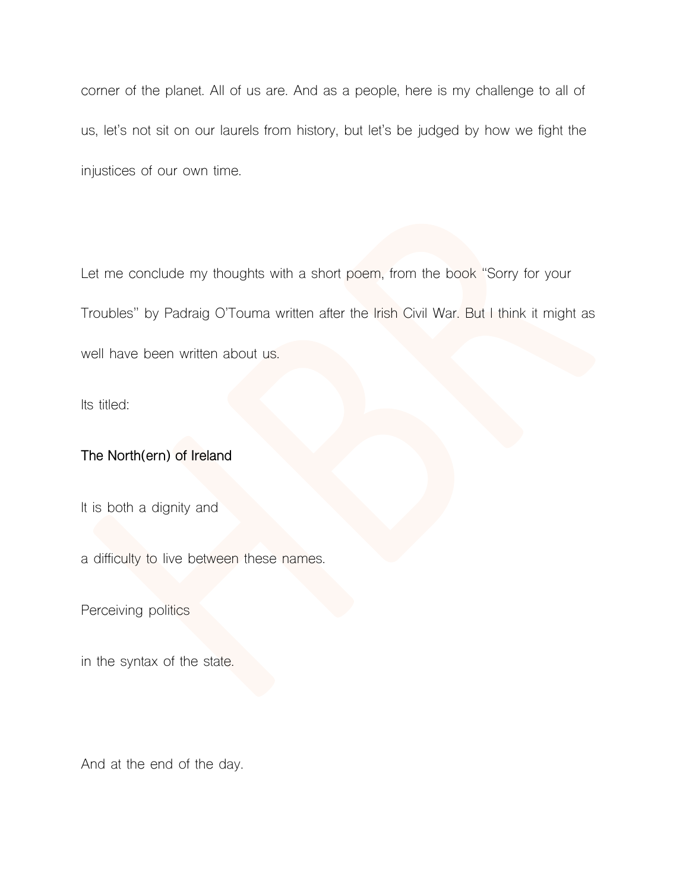corner of the planet. All of us are. And as a people, here is my challenge to all of us, let's not sit on our laurels from history, but let's be judged by how we fight the injustices of our own time.

Let me conclude my thoughts with a short poem, from the book "Sorry for your Troubles" by Padraig O'Touma written after the Irish Civil War. But I think it might as well have been written about us.

Its titled:

**The North(ern) of Ireland**

It is both a dignity and

a difficulty to live between these names.

Perceiving politics

in the syntax of the state.

And at the end of the day.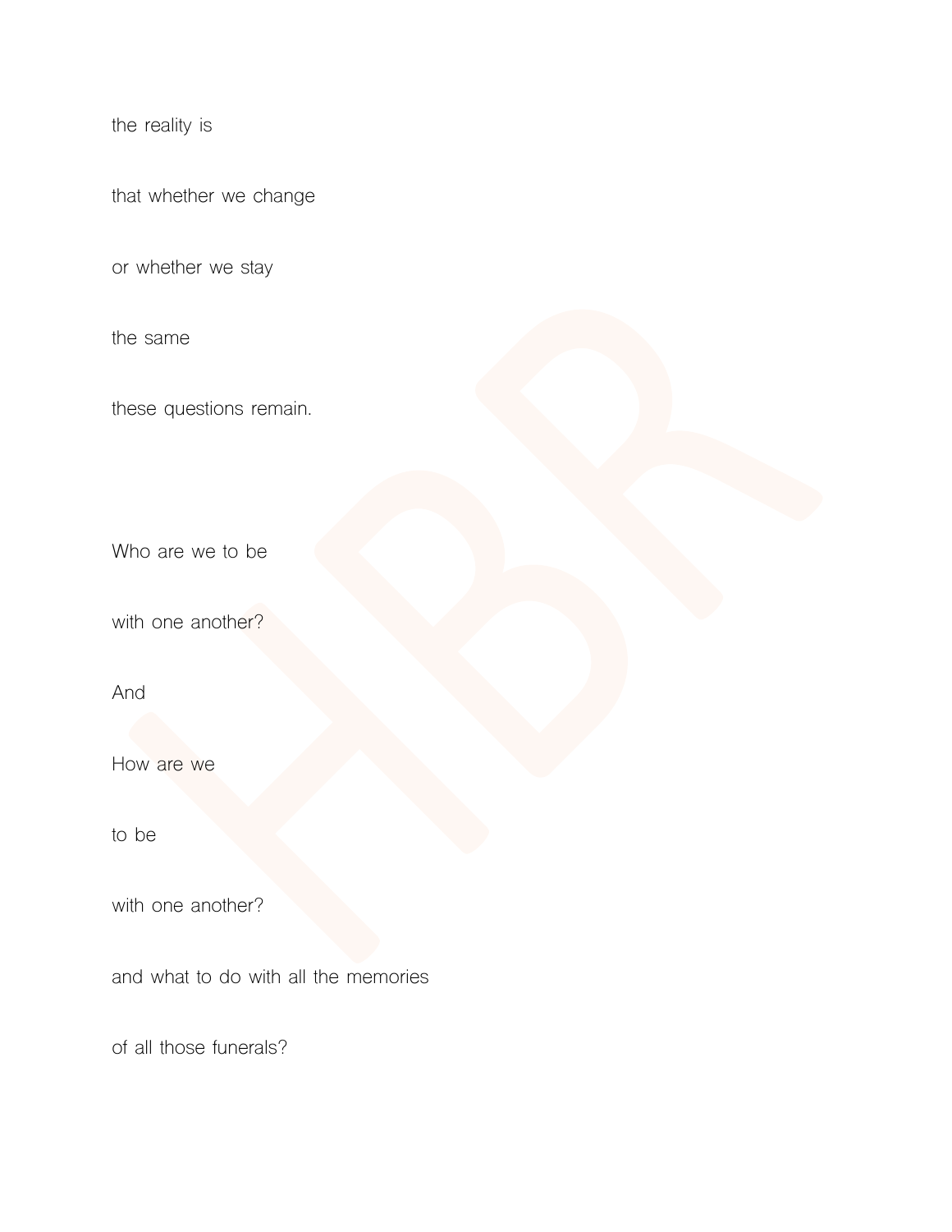the reality is

that whether we change

or whether we stay

the same

these questions remain.

Who are we to be

with one another?

And

How are we

to be

with one another?

and what to do with all the memories

of all those funerals?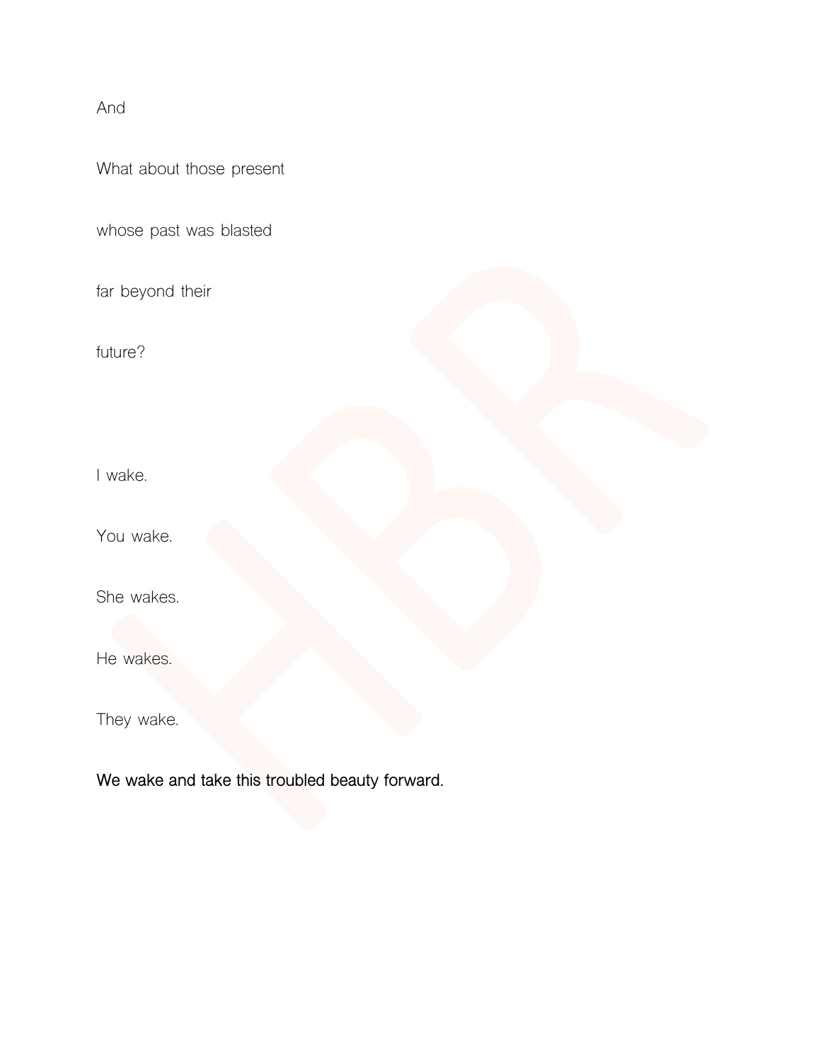And

What about those present

whose past was blasted

far beyond their

future?

I wake.

You wake.

She wakes.

He wakes.

They wake.

**We wake and take this troubled beauty forward.**